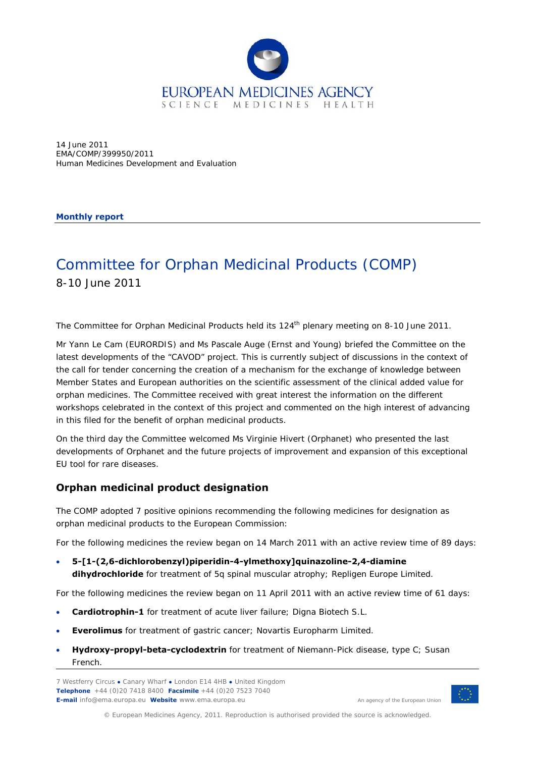14 June 2011
EMA/COMP/399950/2011
Human Medicines Development and Evaluation

**Monthly report**

# Committee for Orphan Medicinal Products (COMP)

8-10 June 2011

The Committee for Orphan Medicinal Products held its 124th plenary meeting on 8-10 June 2011.

Mr Yann Le Cam (EURORDIS) and Ms Pascale Auge (Ernst and Young) briefed the Committee on the latest developments of the "CAVOD" project. This is currently subject of discussions in the context of the call for tender concerning the creation of a mechanism for the exchange of knowledge between Member States and European authorities on the scientific assessment of the clinical added value for orphan medicines. The Committee received with great interest the information on the different workshops celebrated in the context of this project and commented on the high interest of advancing in this filed for the benefit of orphan medicinal products.

On the third day the Committee welcomed Ms Virginie Hivert (Orphanet) who presented the last developments of Orphanet and the future projects of improvement and expansion of this exceptional EU tool for rare diseases.

## Orphan medicinal product designation

The COMP adopted 7 positive opinions recommending the following medicines for designation as orphan medicinal products to the European Commission:

For the following medicines the review began on 14 March 2011 with an active review time of 89 days:

- **5-[1-(2,6-dichlorobenzyl)piperidin-4-ylmethoxy]quinazoline-2,4-diamine dihydrochloride** for treatment of 5q spinal muscular atrophy; Repligen Europe Limited.

For the following medicines the review began on 11 April 2011 with an active review time of 61 days:

- **Cardiotrophin-1** for treatment of acute liver failure; Digna Biotech S.L.
- **Everolimus** for treatment of gastric cancer; Novartis Europharm Limited.
- **Hydroxy-propyl-beta-cyclodextrin** for treatment of Niemann-Pick disease, type C; Susan French.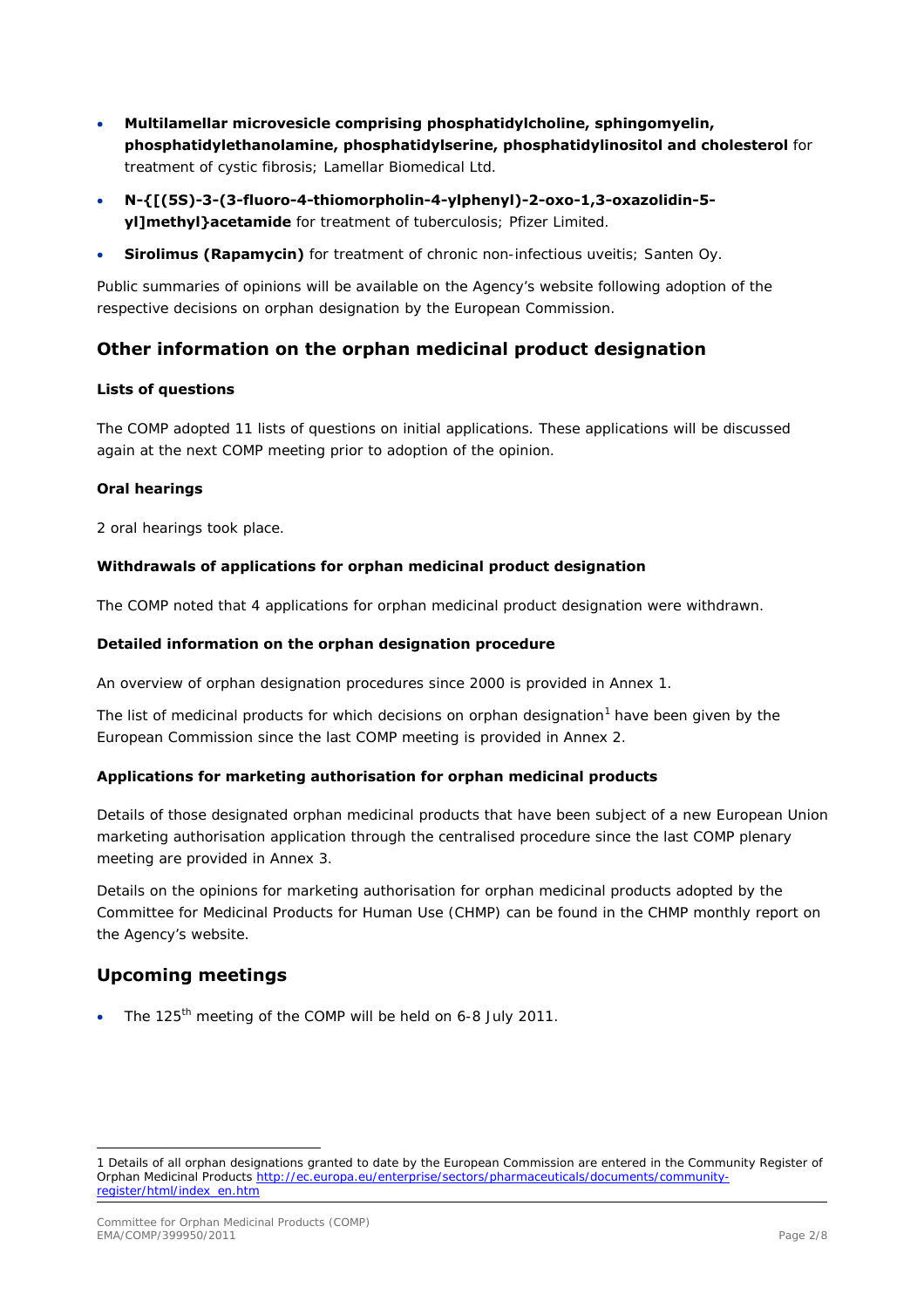- **Multilamellar microvesicle comprising phosphatidylcholine, sphingomyelin, phosphatidylethanolamine, phosphatidylserine, phosphatidylinositol and cholesterol** for treatment of cystic fibrosis; Lamellar Biomedical Ltd.
- **N-{[(5S)-3-(3-fluoro-4-thiomorpholin-4-ylphenyl)-2-oxo-1,3-oxazolidin-5-yl]methyl}acetamide** for treatment of tuberculosis; Pfizer Limited.
- **Sirolimus (Rapamycin)** for treatment of chronic non-infectious uveitis; Santen Oy.

Public summaries of opinions will be available on the Agency's website following adoption of the respective decisions on orphan designation by the European Commission.

## Other information on the orphan medicinal product designation

#### Lists of questions

The COMP adopted 11 lists of questions on initial applications. These applications will be discussed again at the next COMP meeting prior to adoption of the opinion.

#### Oral hearings

2 oral hearings took place.

#### Withdrawals of applications for orphan medicinal product designation

The COMP noted that 4 applications for orphan medicinal product designation were withdrawn.

#### Detailed information on the orphan designation procedure

An overview of orphan designation procedures since 2000 is provided in Annex 1.

The list of medicinal products for which decisions on orphan designation[1] have been given by the European Commission since the last COMP meeting is provided in Annex 2.

#### Applications for marketing authorisation for orphan medicinal products

Details of those designated orphan medicinal products that have been subject of a new European Union marketing authorisation application through the centralised procedure since the last COMP plenary meeting are provided in Annex 3.

Details on the opinions for marketing authorisation for orphan medicinal products adopted by the Committee for Medicinal Products for Human Use (CHMP) can be found in the CHMP monthly report on the Agency's website.

## Upcoming meetings

- The 125th meeting of the COMP will be held on 6-8 July 2011.

---

1 Details of all orphan designations granted to date by the European Commission are entered in the Community Register of Orphan Medicinal Products http://ec.europa.eu/enterprise/sectors/pharmaceuticals/documents/community-register/html/index_en.htm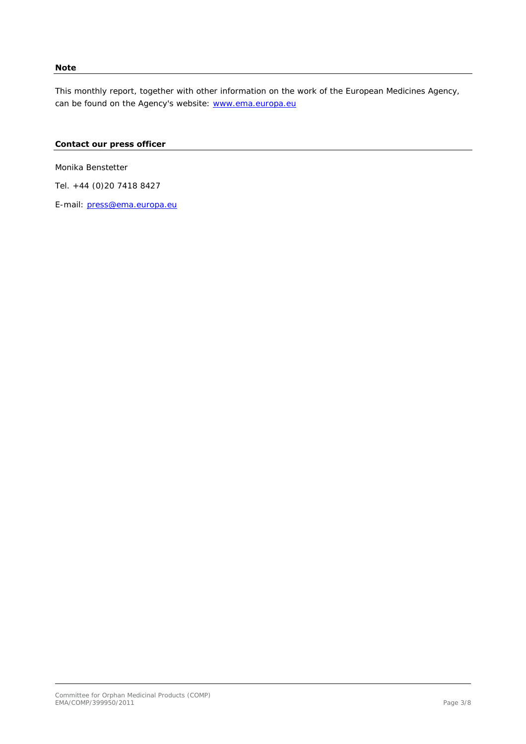**Note**

This monthly report, together with other information on the work of the European Medicines Agency, can be found on the Agency's website: www.ema.europa.eu

**Contact our press officer**

Monika Benstetter

Tel. +44 (0)20 7418 8427

E-mail: press@ema.europa.eu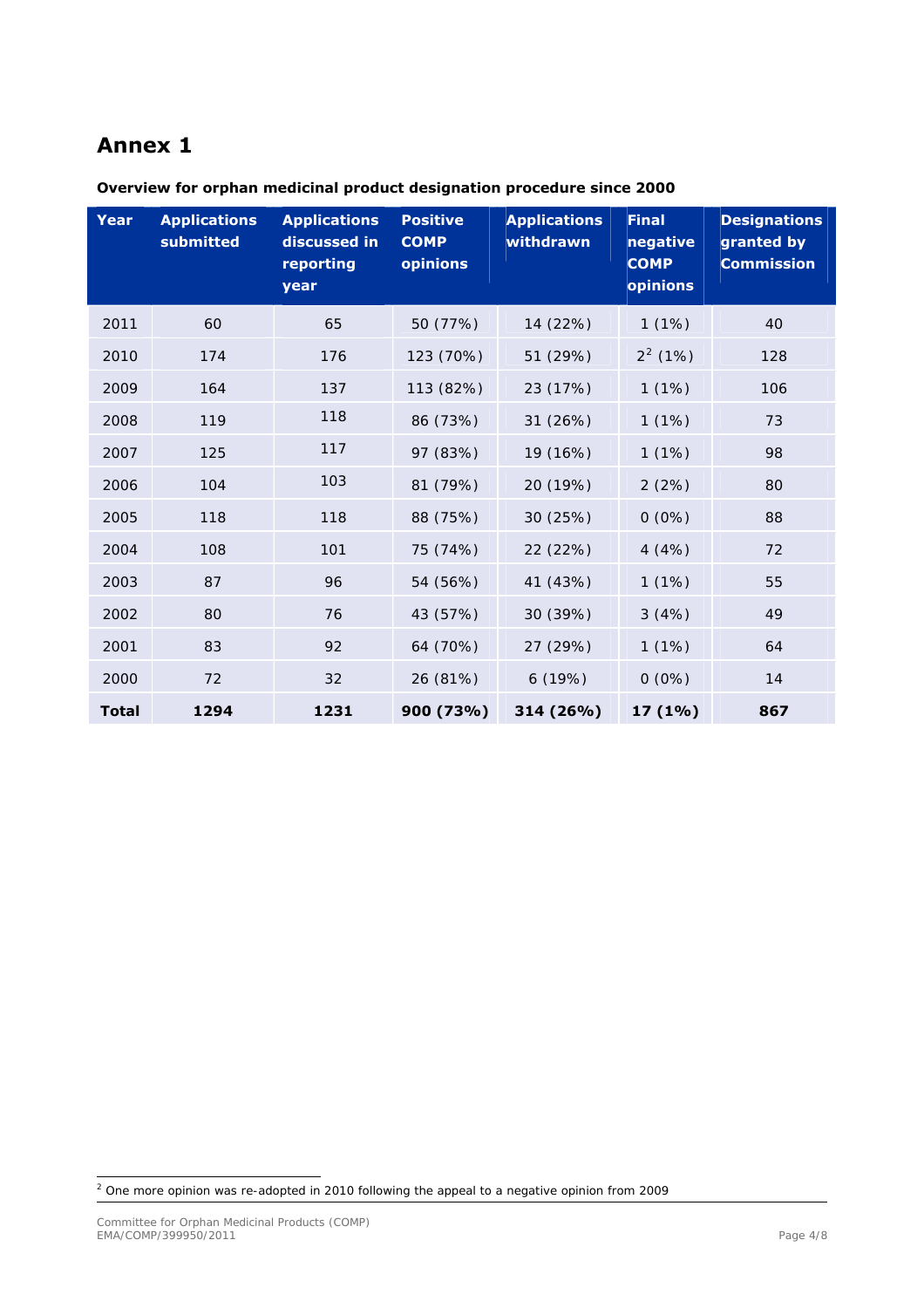# Annex 1

**Overview for orphan medicinal product designation procedure since 2000**

| Year | Applications submitted | Applications discussed in reporting year | Positive COMP opinions | Applications withdrawn | Final negative COMP opinions | Designations granted by Commission |
|---|---|---|---|---|---|---|
| 2011 | 60 | 65 | 50 (77%) | 14 (22%) | 1 (1%) | 40 |
| 2010 | 174 | 176 | 123 (70%) | 51 (29%) | 2[2] (1%) | 128 |
| 2009 | 164 | 137 | 113 (82%) | 23 (17%) | 1 (1%) | 106 |
| 2008 | 119 | 118 | 86 (73%) | 31 (26%) | 1 (1%) | 73 |
| 2007 | 125 | 117 | 97 (83%) | 19 (16%) | 1 (1%) | 98 |
| 2006 | 104 | 103 | 81 (79%) | 20 (19%) | 2 (2%) | 80 |
| 2005 | 118 | 118 | 88 (75%) | 30 (25%) | 0 (0%) | 88 |
| 2004 | 108 | 101 | 75 (74%) | 22 (22%) | 4 (4%) | 72 |
| 2003 | 87 | 96 | 54 (56%) | 41 (43%) | 1 (1%) | 55 |
| 2002 | 80 | 76 | 43 (57%) | 30 (39%) | 3 (4%) | 49 |
| 2001 | 83 | 92 | 64 (70%) | 27 (29%) | 1 (1%) | 64 |
| 2000 | 72 | 32 | 26 (81%) | 6 (19%) | 0 (0%) | 14 |
| **Total** | **1294** | **1231** | **900 (73%)** | **314 (26%)** | **17 (1%)** | **867** |

[2] One more opinion was re-adopted in 2010 following the appeal to a negative opinion from 2009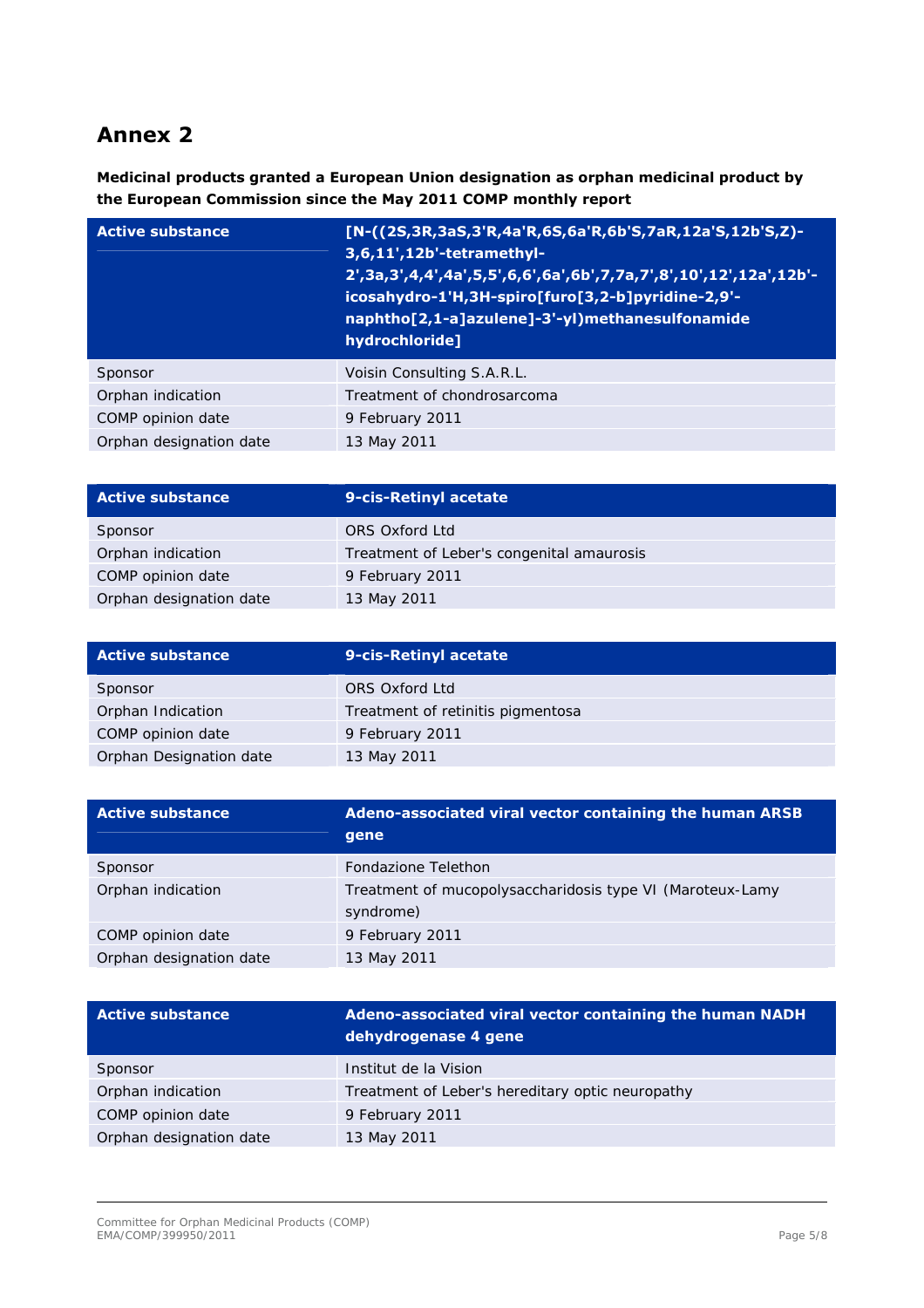## Annex 2

**Medicinal products granted a European Union designation as orphan medicinal product by the European Commission since the May 2011 COMP monthly report**

| Active substance | [N-((2S,3R,3aS,3'R,4a'R,6S,6a'R,6b'S,7aR,12a'S,12b'S,Z)-3,6,11',12b'-tetramethyl-2',3a,3',4,4',4a',5,5',6,6',6a',6b',7,7a,7',8',10',12',12a',12b'-icosahydro-1'H,3H-spiro[furo[3,2-b]pyridine-2,9'-naphtho[2,1-a]azulene]-3'-yl)methanesulfonamide hydrochloride] |
|---|---|
| Sponsor | Voisin Consulting S.A.R.L. |
| Orphan indication | Treatment of chondrosarcoma |
| COMP opinion date | 9 February 2011 |
| Orphan designation date | 13 May 2011 |

| Active substance | 9-cis-Retinyl acetate |
|---|---|
| Sponsor | ORS Oxford Ltd |
| Orphan indication | Treatment of Leber's congenital amaurosis |
| COMP opinion date | 9 February 2011 |
| Orphan designation date | 13 May 2011 |

| Active substance | 9-cis-Retinyl acetate |
|---|---|
| Sponsor | ORS Oxford Ltd |
| Orphan Indication | Treatment of retinitis pigmentosa |
| COMP opinion date | 9 February 2011 |
| Orphan Designation date | 13 May 2011 |

| Active substance | Adeno-associated viral vector containing the human ARSB gene |
|---|---|
| Sponsor | Fondazione Telethon |
| Orphan indication | Treatment of mucopolysaccharidosis type VI (Maroteux-Lamy syndrome) |
| COMP opinion date | 9 February 2011 |
| Orphan designation date | 13 May 2011 |

| Active substance | Adeno-associated viral vector containing the human NADH dehydrogenase 4 gene |
|---|---|
| Sponsor | Institut de la Vision |
| Orphan indication | Treatment of Leber's hereditary optic neuropathy |
| COMP opinion date | 9 February 2011 |
| Orphan designation date | 13 May 2011 |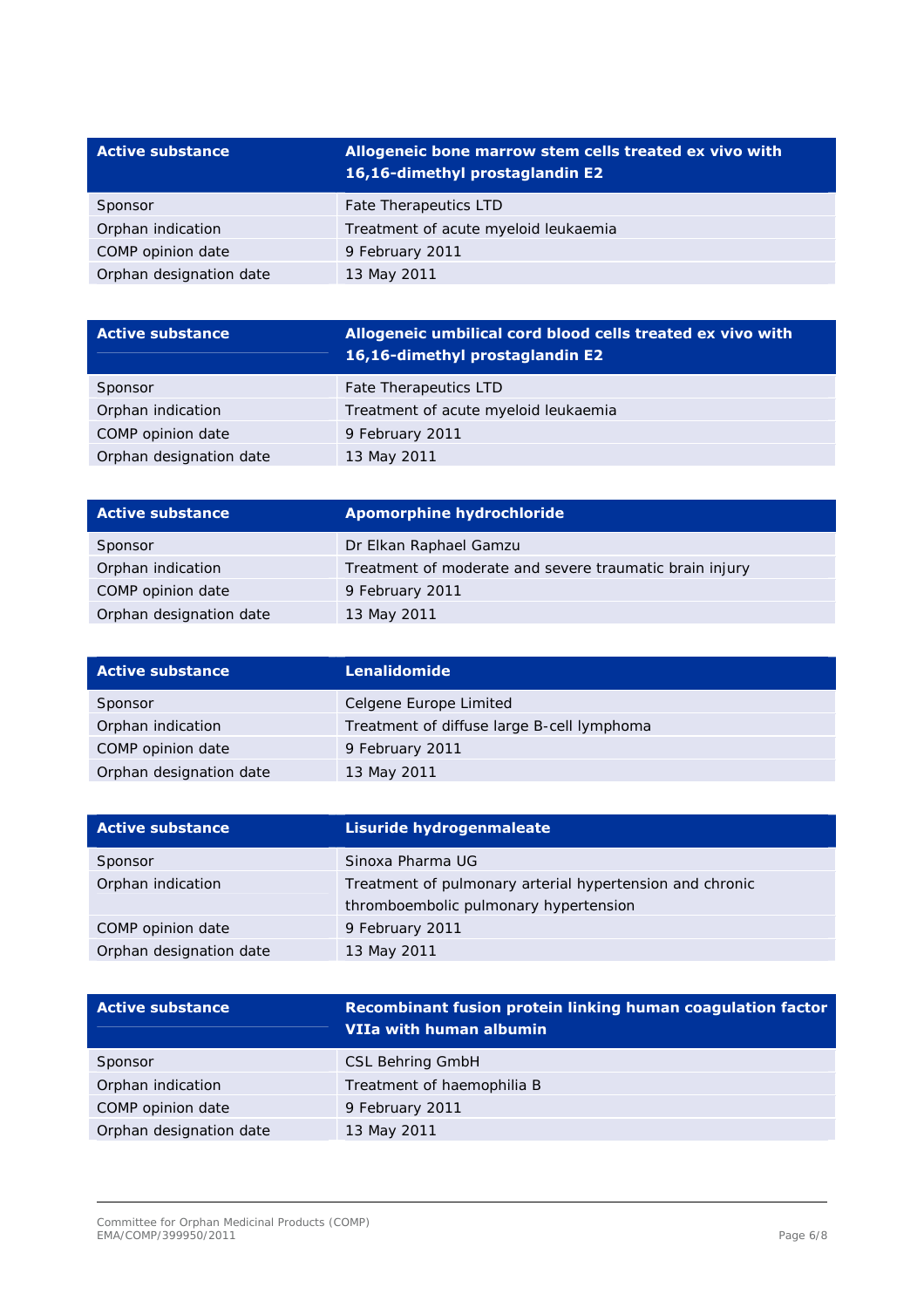| Active substance | Allogeneic bone marrow stem cells treated ex vivo with 16,16-dimethyl prostaglandin E2 |
|---|---|
| Sponsor | Fate Therapeutics LTD |
| Orphan indication | Treatment of acute myeloid leukaemia |
| COMP opinion date | 9 February 2011 |
| Orphan designation date | 13 May 2011 |

| Active substance | Allogeneic umbilical cord blood cells treated ex vivo with 16,16-dimethyl prostaglandin E2 |
|---|---|
| Sponsor | Fate Therapeutics LTD |
| Orphan indication | Treatment of acute myeloid leukaemia |
| COMP opinion date | 9 February 2011 |
| Orphan designation date | 13 May 2011 |

| Active substance | Apomorphine hydrochloride |
|---|---|
| Sponsor | Dr Elkan Raphael Gamzu |
| Orphan indication | Treatment of moderate and severe traumatic brain injury |
| COMP opinion date | 9 February 2011 |
| Orphan designation date | 13 May 2011 |

| Active substance | Lenalidomide |
|---|---|
| Sponsor | Celgene Europe Limited |
| Orphan indication | Treatment of diffuse large B-cell lymphoma |
| COMP opinion date | 9 February 2011 |
| Orphan designation date | 13 May 2011 |

| Active substance | Lisuride hydrogenmaleate |
|---|---|
| Sponsor | Sinoxa Pharma UG |
| Orphan indication | Treatment of pulmonary arterial hypertension and chronic thromboembolic pulmonary hypertension |
| COMP opinion date | 9 February 2011 |
| Orphan designation date | 13 May 2011 |

| Active substance | Recombinant fusion protein linking human coagulation factor VIIa with human albumin |
|---|---|
| Sponsor | CSL Behring GmbH |
| Orphan indication | Treatment of haemophilia B |
| COMP opinion date | 9 February 2011 |
| Orphan designation date | 13 May 2011 |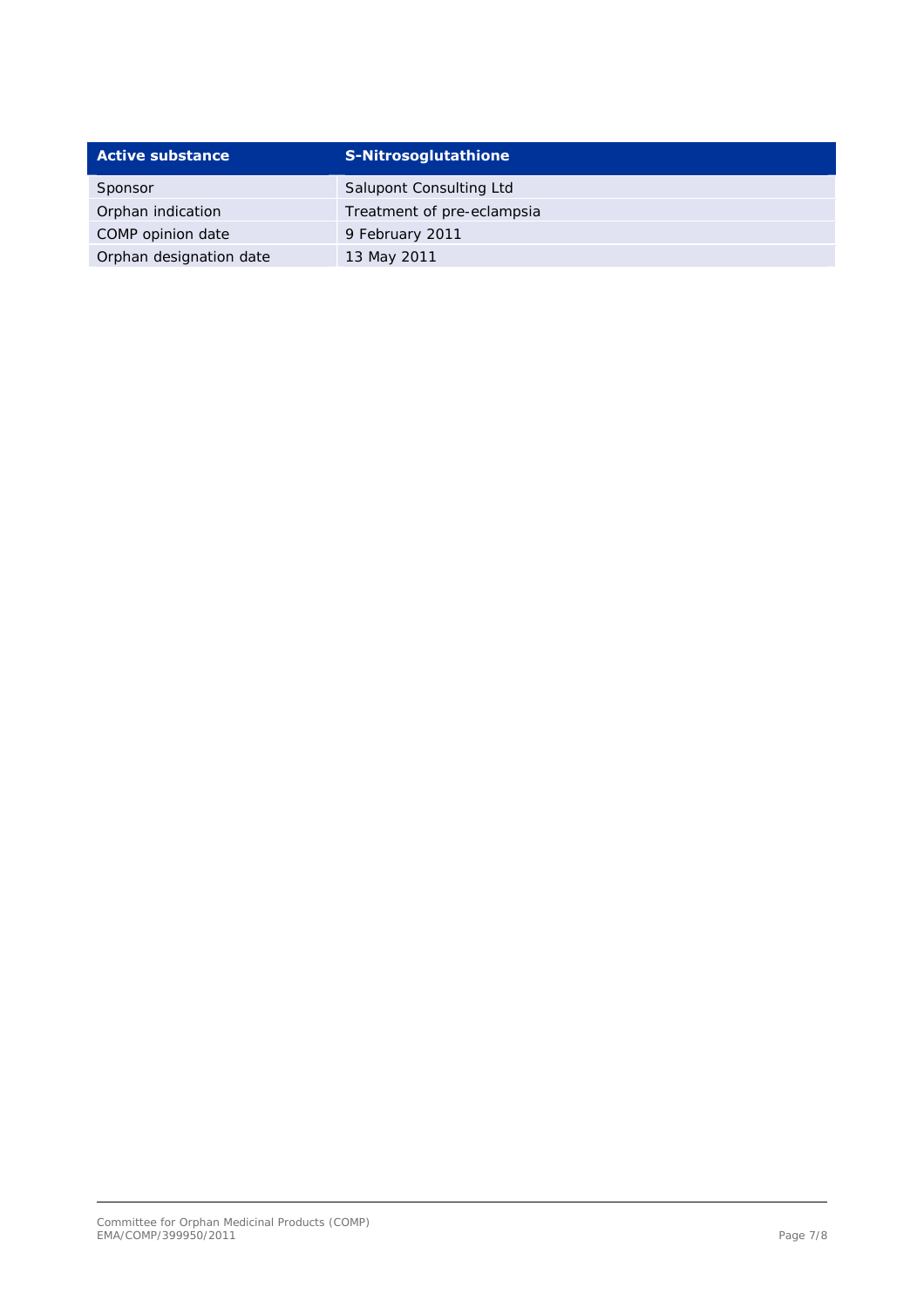| Active substance | S-Nitrosoglutathione |
| --- | --- |
| Sponsor | Salupont Consulting Ltd |
| Orphan indication | Treatment of pre-eclampsia |
| COMP opinion date | 9 February 2011 |
| Orphan designation date | 13 May 2011 |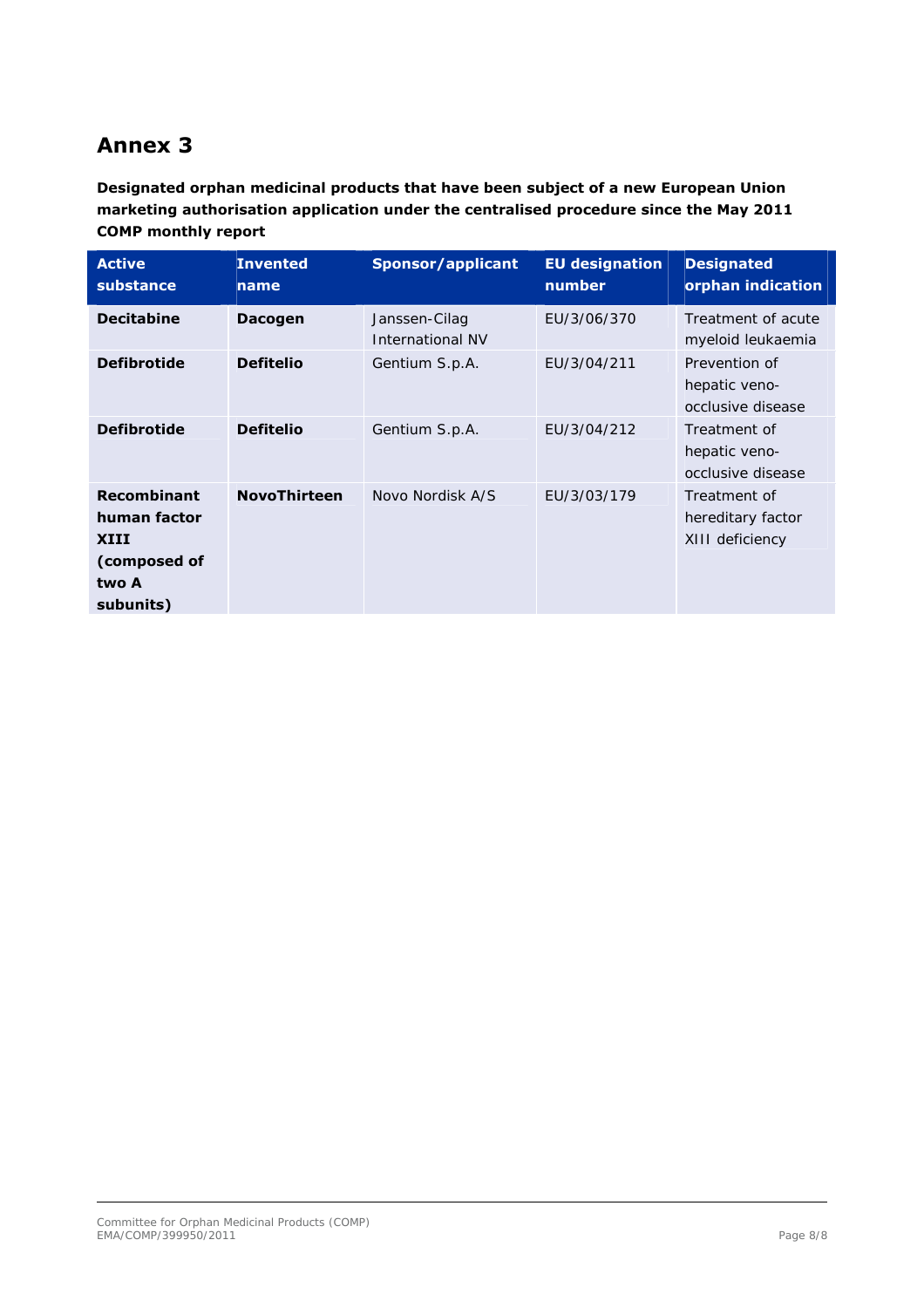# Annex 3

**Designated orphan medicinal products that have been subject of a new European Union marketing authorisation application under the centralised procedure since the May 2011 COMP monthly report**

| Active substance | Invented name | Sponsor/applicant | EU designation number | Designated orphan indication |
|---|---|---|---|---|
| **Decitabine** | **Dacogen** | Janssen-Cilag International NV | EU/3/06/370 | Treatment of acute myeloid leukaemia |
| **Defibrotide** | **Defitelio** | Gentium S.p.A. | EU/3/04/211 | Prevention of hepatic veno-occlusive disease |
| **Defibrotide** | **Defitelio** | Gentium S.p.A. | EU/3/04/212 | Treatment of hepatic veno-occlusive disease |
| **Recombinant human factor XIII (composed of two A subunits)** | **NovoThirteen** | Novo Nordisk A/S | EU/3/03/179 | Treatment of hereditary factor XIII deficiency |

Committee for Orphan Medicinal Products (COMP)
EMA/COMP/399950/2011